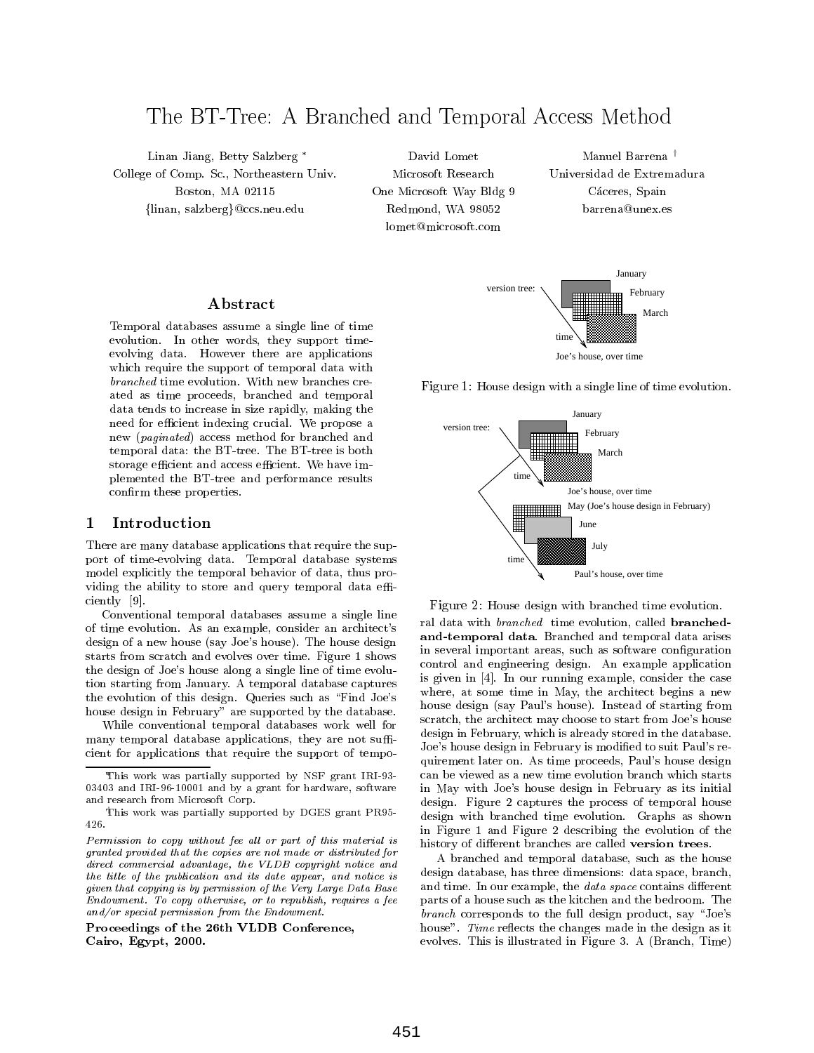# The BT-Tree: A Branched and Temporal Access Method

Linan Jiang, Betty Salzberg *
College of Comp. Sc., Northeastern Univ.
Boston, MA 02115
{linan, salzberg}@ccs.neu.edu

David Lomet
Microsoft Research
One Microsoft Way Bldg 9
Redmond, WA 98052
lomet@microsoft.com

Manuel Barrena †
Universidad de Extremadura
Cáceres, Spain
barrena@unex.es

## Abstract

Temporal databases assume a single line of time evolution. In other words, they support time-evolving data. However there are applications which require the support of temporal data with *branched* time evolution. With new branches created as time proceeds, branched and temporal data tends to increase in size rapidly, making the need for efficient indexing crucial. We propose a new (*paginated*) access method for branched and temporal data: the BT-tree. The BT-tree is both storage efficient and access efficient. We have implemented the BT-tree and performance results confirm these properties.

## 1 Introduction

There are many database applications that require the support of time-evolving data. Temporal database systems model explicitly the temporal behavior of data, thus providing the ability to store and query temporal data efficiently [9].

Conventional temporal databases assume a single line of time evolution. As an example, consider an architect's design of a new house (say Joe's house). The house design starts from scratch and evolves over time. Figure 1 shows the design of Joe's house along a single line of time evolution starting from January. A temporal database captures the evolution of this design. Queries such as "Find Joe's house design in February" are supported by the database.

While conventional temporal databases work well for many temporal database applications, they are not sufficient for applications that require the support of temporal data with *branched* time evolution, called **branched-and-temporal data**. Branched and temporal data arises in several important areas, such as software configuration control and engineering design. An example application is given in [4]. In our running example, consider the case where, at some time in May, the architect begins a new house design (say Paul's house). Instead of starting from scratch, the architect may choose to start from Joe's house design in February, which is already stored in the database. Joe's house design in February is modified to suit Paul's requirement later on. As time proceeds, Paul's house design can be viewed as a new time evolution branch which starts in May with Joe's house design in February as its initial design. Figure 2 captures the process of temporal house design with branched time evolution. Graphs as shown in Figure 1 and Figure 2 describing the evolution of the history of different branches are called **version trees**.

Figure 1: House design with a single line of time evolution.

Figure 2: House design with branched time evolution.

A branched and temporal database, such as the house design database, has three dimensions: data space, branch, and time. In our example, the *data space* contains different parts of a house such as the kitchen and the bedroom. The *branch* corresponds to the full design product, say "Joe's house". *Time* reflects the changes made in the design as it evolves. This is illustrated in Figure 3. A (Branch, Time)

---

*This work was partially supported by NSF grant IRI-93-03403 and IRI-96-10001 and by a grant for hardware, software and research from Microsoft Corp.

†This work was partially supported by DGES grant PR95-426.

*Permission to copy without fee all or part of this material is granted provided that the copies are not made or distributed for direct commercial advantage, the VLDB copyright notice and the title of the publication and its date appear, and notice is given that copying is by permission of the Very Large Data Base Endowment. To copy otherwise, or to republish, requires a fee and/or special permission from the Endowment.*

**Proceedings of the 26th VLDB Conference, Cairo, Egypt, 2000.**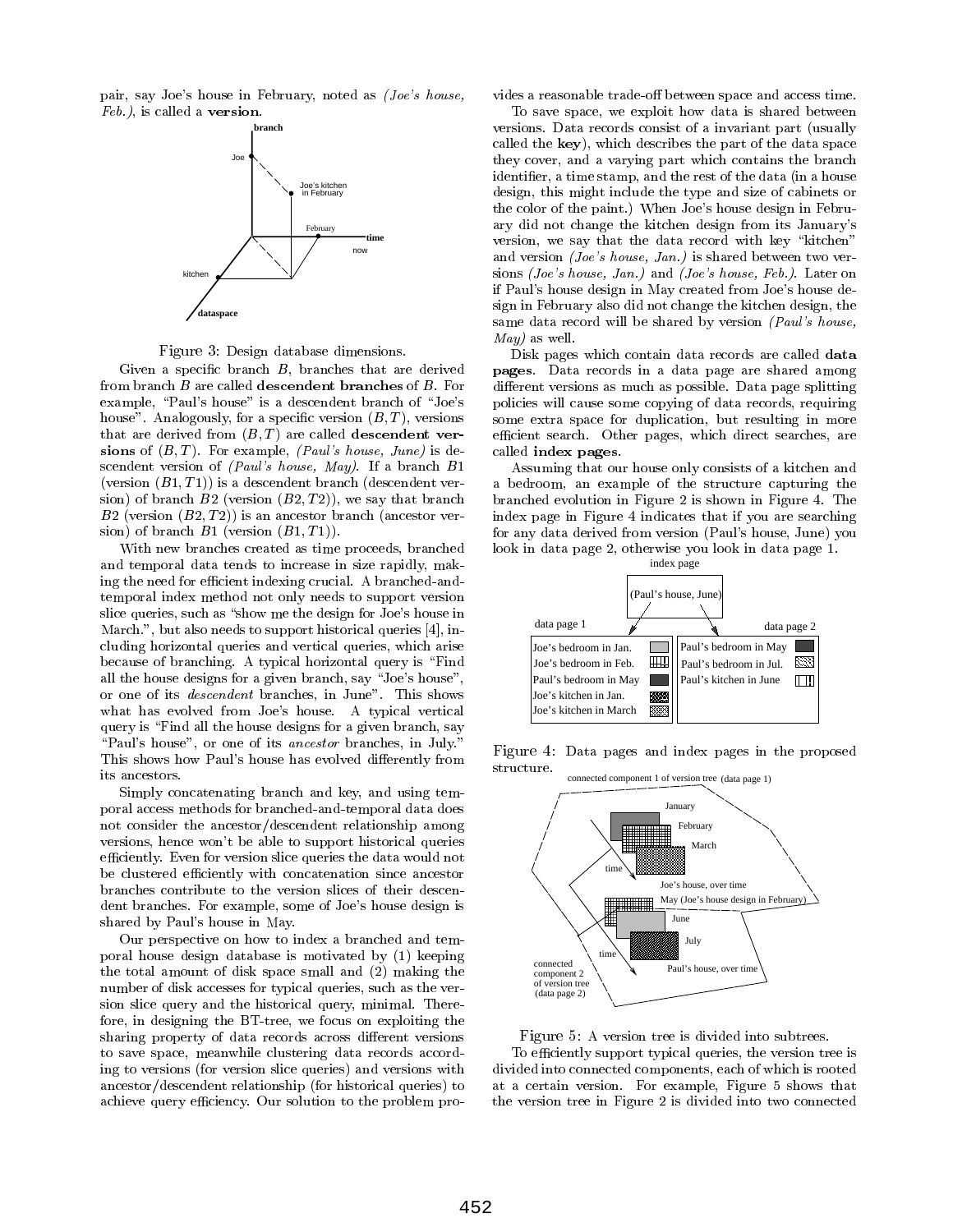pair, say Joe's house in February, noted as *(Joe's house, Feb.)*, is called a **version**.

Figure 3: Design database dimensions.

Given a specific branch $B$, branches that are derived from branch $B$ are called **descendent branches** of $B$. For example, "Paul's house" is a descendent branch of "Joe's house". Analogously, for a specific version $(B, T)$, versions that are derived from $(B, T)$ are called **descendent versions** of $(B, T)$. For example, *(Paul's house, June)* is descendent version of *(Paul's house, May)*. If a branch $B1$ (version $(B1, T1)$) is a descendent branch (descendent version) of branch $B2$ (version $(B2, T2)$), we say that branch $B2$ (version $(B2, T2)$) is an ancestor branch (ancestor version) of branch $B1$ (version $(B1, T1)$).

With new branches created as time proceeds, branched and temporal data tends to increase in size rapidly, making the need for efficient indexing crucial. A branched-and-temporal index method not only needs to support version slice queries, such as "show me the design for Joe's house in March.", but also needs to support historical queries [4], including horizontal queries and vertical queries, which arise because of branching. A typical horizontal query is "Find all the house designs for a given branch, say "Joe's house", or one of its *descendent* branches, in June". This shows what has evolved from Joe's house. A typical vertical query is "Find all the house designs for a given branch, say "Paul's house", or one of its *ancestor* branches, in July." This shows how Paul's house has evolved differently from its ancestors.

Simply concatenating branch and key, and using temporal access methods for branched-and-temporal data does not consider the ancestor/descendent relationship among versions, hence won't be able to support historical queries efficiently. Even for version slice queries the data would not be clustered efficiently with concatenation since ancestor branches contribute to the version slices of their descendent branches. For example, some of Joe's house design is shared by Paul's house in May.

Our perspective on how to index a branched and temporal house design database is motivated by (1) keeping the total amount of disk space small and (2) making the number of disk accesses for typical queries, such as the version slice query and the historical query, minimal. Therefore, in designing the BT-tree, we focus on exploiting the sharing property of data records across different versions to save space, meanwhile clustering data records according to versions (for version slice queries) and versions with ancestor/descendent relationship (for historical queries) to achieve query efficiency. Our solution to the problem provides a reasonable trade-off between space and access time.

To save space, we exploit how data is shared between versions. Data records consist of a invariant part (usually called the **key**), which describes the part of the data space they cover, and a varying part which contains the branch identifier, a time stamp, and the rest of the data (in a house design, this might include the type and size of cabinets or the color of the paint.) When Joe's house design in February did not change the kitchen design from its January's version, we say that the data record with key "kitchen" and version *(Joe's house, Jan.)* is shared between two versions *(Joe's house, Jan.)* and *(Joe's house, Feb.)*. Later on if Paul's house design in May created from Joe's house design in February also did not change the kitchen design, the same data record will be shared by version *(Paul's house, May)* as well.

Disk pages which contain data records are called **data pages**. Data records in a data page are shared among different versions as much as possible. Data page splitting policies will cause some copying of data records, requiring some extra space for duplication, but resulting in more efficient search. Other pages, which direct searches, are called **index pages**.

Assuming that our house only consists of a kitchen and a bedroom, an example of the structure capturing the branched evolution in Figure 2 is shown in Figure 4. The index page in Figure 4 indicates that if you are searching for any data derived from version (Paul's house, June) you look in data page 2, otherwise you look in data page 1.

Figure 4: Data pages and index pages in the proposed structure.

Figure 5: A version tree is divided into subtrees.

To efficiently support typical queries, the version tree is divided into connected components, each of which is rooted at a certain version. For example, Figure 5 shows that the version tree in Figure 2 is divided into two connected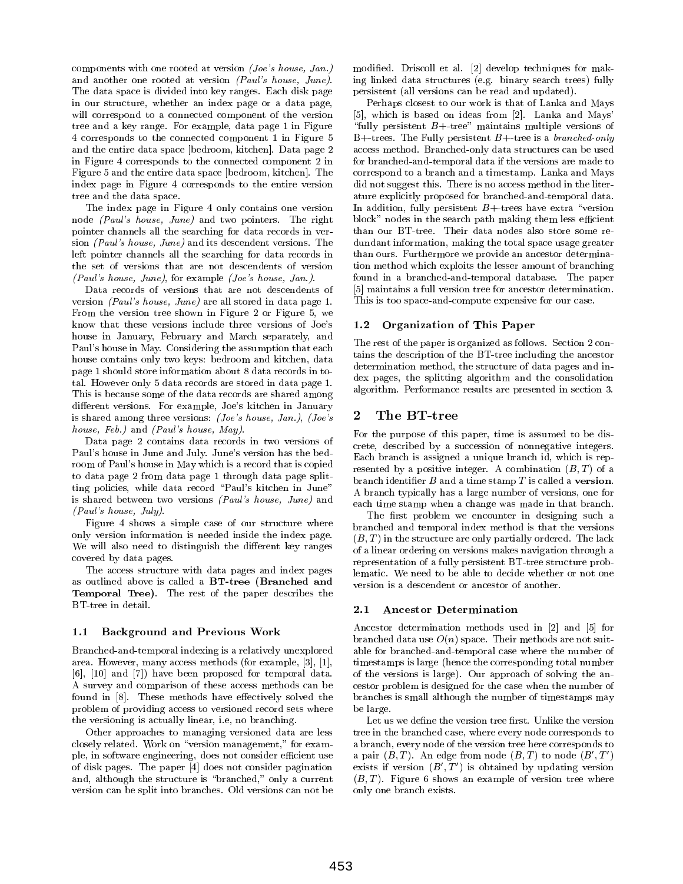components with one rooted at version *(Joe's house, Jan.)* and another one rooted at version *(Paul's house, June)*. The data space is divided into key ranges. Each disk page in our structure, whether an index page or a data page, will correspond to a connected component of the version tree and a key range. For example, data page 1 in Figure 4 corresponds to the connected component 1 in Figure 5 and the entire data space [bedroom, kitchen]. Data page 2 in Figure 4 corresponds to the connected component 2 in Figure 5 and the entire data space [bedroom, kitchen]. The index page in Figure 4 corresponds to the entire version tree and the data space.

The index page in Figure 4 only contains one version node *(Paul's house, June)* and two pointers. The right pointer channels all the searching for data records in version *(Paul's house, June)* and its descendent versions. The left pointer channels all the searching for data records in the set of versions that are not descendents of version *(Paul's house, June)*, for example *(Joe's house, Jan.)*.

Data records of versions that are not descendents of version *(Paul's house, June)* are all stored in data page 1. From the version tree shown in Figure 2 or Figure 5, we know that these versions include three versions of Joe's house in January, February and March separately, and Paul's house in May. Considering the assumption that each house contains only two keys: bedroom and kitchen, data page 1 should store information about 8 data records in total. However only 5 data records are stored in data page 1. This is because some of the data records are shared among different versions. For example, Joe's kitchen in January is shared among three versions: *(Joe's house, Jan.)*, *(Joe's house, Feb.)* and *(Paul's house, May)*.

Data page 2 contains data records in two versions of Paul's house in June and July. June's version has the bedroom of Paul's house in May which is a record that is copied to data page 2 from data page 1 through data page splitting policies, while data record "Paul's kitchen in June" is shared between two versions *(Paul's house, June)* and *(Paul's house, July)*.

Figure 4 shows a simple case of our structure where only version information is needed inside the index page. We will also need to distinguish the different key ranges covered by data pages.

The access structure with data pages and index pages as outlined above is called a **BT-tree (Branched and Temporal Tree)**. The rest of the paper describes the BT-tree in detail.

### 1.1 Background and Previous Work

Branched-and-temporal indexing is a relatively unexplored area. However, many access methods (for example, [3], [1], [6], [10] and [7]) have been proposed for temporal data. A survey and comparison of these access methods can be found in [8]. These methods have effectively solved the problem of providing access to versioned record sets where the versioning is actually linear, i.e, no branching.

Other approaches to managing versioned data are less closely related. Work on "version management," for example, in software engineering, does not consider efficient use of disk pages. The paper [4] does not consider pagination and, although the structure is "branched," only a current version can be split into branches. Old versions can not be modified. Driscoll et al. [2] develop techniques for making linked data structures (e.g. binary search trees) fully persistent (all versions can be read and updated).

Perhaps closest to our work is that of Lanka and Mays [5], which is based on ideas from [2]. Lanka and Mays' "fully persistent B+-tree" maintains multiple versions of B+-trees. The Fully persistent B+-tree is a *branched-only* access method. Branched-only data structures can be used for branched-and-temporal data if the versions are made to correspond to a branch and a timestamp. Lanka and Mays did not suggest this. There is no access method in the literature explicitly proposed for branched-and-temporal data. In addition, fully persistent B+-trees have extra "version block" nodes in the search path making them less efficient than our BT-tree. Their data nodes also store some redundant information, making the total space usage greater than ours. Furthermore we provide an ancestor determination method which exploits the lesser amount of branching found in a branched-and-temporal database. The paper [5] maintains a full version tree for ancestor determination. This is too space-and-compute expensive for our case.

### 1.2 Organization of This Paper

The rest of the paper is organized as follows. Section 2 contains the description of the BT-tree including the ancestor determination method, the structure of data pages and index pages, the splitting algorithm and the consolidation algorithm. Performance results are presented in section 3.

## 2 The BT-tree

For the purpose of this paper, time is assumed to be discrete, described by a succession of nonnegative integers. Each branch is assigned a unique branch id, which is represented by a positive integer. A combination $(B, T)$ of a branch identifier $B$ and a time stamp $T$ is called a **version**. A branch typically has a large number of versions, one for each time stamp when a change was made in that branch.

The first problem we encounter in designing such a branched and temporal index method is that the versions $(B, T)$ in the structure are only partially ordered. The lack of a linear ordering on versions makes navigation through a representation of a fully persistent BT-tree structure problematic. We need to be able to decide whether or not one version is a descendent or ancestor of another.

### 2.1 Ancestor Determination

Ancestor determination methods used in [2] and [5] for branched data use $O(n)$ space. Their methods are not suitable for branched-and-temporal case where the number of timestamps is large (hence the corresponding total number of the versions is large). Our approach of solving the ancestor problem is designed for the case when the number of branches is small although the number of timestamps may be large.

Let us we define the version tree first. Unlike the version tree in the branched case, where every node corresponds to a branch, every node of the version tree here corresponds to a pair $(B, T)$. An edge from node $(B, T)$ to node $(B', T')$ exists if version $(B', T')$ is obtained by updating version $(B, T)$. Figure 6 shows an example of version tree where only one branch exists.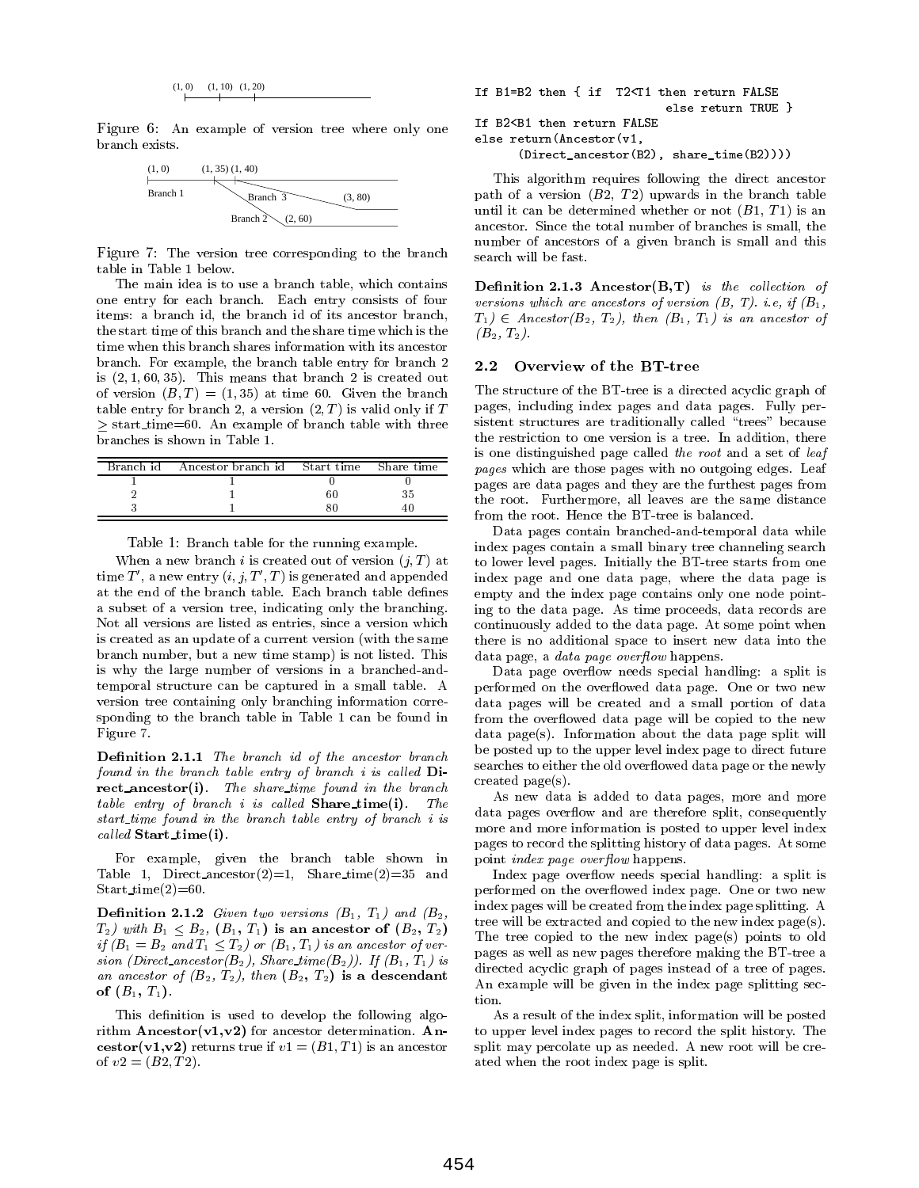(1, 0) (1, 10) (1, 20)

Figure 6: An example of version tree where only one branch exists.

(1, 0) (1, 35) (1, 40)

Branch 1 Branch 3 (3, 80)

Branch 2 (2, 60)

Figure 7: The version tree corresponding to the branch table in Table 1 below.

The main idea is to use a branch table, which contains one entry for each branch. Each entry consists of four items: a branch id, the branch id of its ancestor branch, the start time of this branch and the share time which is the time when this branch shares information with its ancestor branch. For example, the branch table entry for branch 2 is (2, 1, 60, 35). This means that branch 2 is created out of version $(B, T) = (1, 35)$ at time 60. Given the branch table entry for branch 2, a version $(2, T)$ is valid only if $T \geq$ start_time=60. An example of branch table with three branches is shown in Table 1.

| Branch id | Ancestor branch id | Start time | Share time |
|---|---|---|---|
| 1 | 1 | 0 | 0 |
| 2 | 1 | 60 | 35 |
| 3 | 1 | 80 | 40 |

Table 1: Branch table for the running example.

When a new branch $i$ is created out of version $(j, T)$ at time $T'$, a new entry $(i, j, T', T)$ is generated and appended at the end of the branch table. Each branch table defines a subset of a version tree, indicating only the branching. Not all versions are listed as entries, since a version which is created as an update of a current version (with the same branch number, but a new time stamp) is not listed. This is why the large number of versions in a branched-and-temporal structure can be captured in a small table. A version tree containing only branching information corresponding to the branch table in Table 1 can be found in Figure 7.

**Definition 2.1.1** *The branch id of the ancestor branch found in the branch table entry of branch i is called* **Direct_ancestor(i)**. *The share_time found in the branch table entry of branch i is called* **Share_time(i)**. *The start_time found in the branch table entry of branch i is called* **Start_time(i)**.

For example, given the branch table shown in Table 1, Direct_ancestor(2)=1, Share_time(2)=35 and Start_time(2)=60.

**Definition 2.1.2** *Given two versions* $(B_1, T_1)$ *and* $(B_2, T_2)$ *with* $B_1 \leq B_2$, $(B_1, T_1)$ **is an ancestor of** $(B_2, T_2)$ *if* ($B_1 = B_2$ *and* $T_1 \leq T_2$) *or* $(B_1, T_1)$ *is an ancestor of version (Direct_ancestor*($B_2$)*, Share_time*($B_2$)*). If* $(B_1, T_1)$ *is an ancestor of* $(B_2, T_2)$*, then* $(B_2, T_2)$ **is a descendant of** $(B_1, T_1)$.

This definition is used to develop the following algorithm **Ancestor(v1,v2)** for ancestor determination. **Ancestor(v1,v2)** returns true if $v1 = (B1, T1)$ is an ancestor of $v2 = (B2, T2)$.

```
If B1=B2 then { if  T2<T1 then return FALSE
                           else return TRUE }
If B2<B1 then return FALSE
else return(Ancestor(v1,
      (Direct_ancestor(B2), share_time(B2))))
```

This algorithm requires following the direct ancestor path of a version $(B2, T2)$ upwards in the branch table until it can be determined whether or not $(B1, T1)$ is an ancestor. Since the total number of branches is small, the number of ancestors of a given branch is small and this search will be fast.

**Definition 2.1.3 Ancestor(B,T)** *is the collection of versions which are ancestors of version (B, T). i.e, if* $(B_1, T_1) \in Ancestor(B_2, T_2)$*, then* $(B_1, T_1)$ *is an ancestor of* $(B_2, T_2)$.

## 2.2 Overview of the BT-tree

The structure of the BT-tree is a directed acyclic graph of pages, including index pages and data pages. Fully persistent structures are traditionally called "trees" because the restriction to one version is a tree. In addition, there is one distinguished page called *the root* and a set of *leaf pages* which are those pages with no outgoing edges. Leaf pages are data pages and they are the furthest pages from the root. Furthermore, all leaves are the same distance from the root. Hence the BT-tree is balanced.

Data pages contain branched-and-temporal data while index pages contain a small binary tree channeling search to lower level pages. Initially the BT-tree starts from one index page and one data page, where the data page is empty and the index page contains only one node pointing to the data page. As time proceeds, data records are continuously added to the data page. At some point when there is no additional space to insert new data into the data page, a *data page overflow* happens.

Data page overflow needs special handling: a split is performed on the overflowed data page. One or two new data pages will be created and a small portion of data from the overflowed data page will be copied to the new data page(s). Information about the data page split will be posted up to the upper level index page to direct future searches to either the old overflowed data page or the newly created page(s).

As new data is added to data pages, more and more data pages overflow and are therefore split, consequently more and more information is posted to upper level index pages to record the splitting history of data pages. At some point *index page overflow* happens.

Index page overflow needs special handling: a split is performed on the overflowed index page. One or two new index pages will be created from the index page splitting. A tree will be extracted and copied to the new index page(s). The tree copied to the new index page(s) points to old pages as well as new pages therefore making the BT-tree a directed acyclic graph of pages instead of a tree of pages. An example will be given in the index page splitting section.

As a result of the index split, information will be posted to upper level index pages to record the split history. The split may percolate up as needed. A new root will be created when the root index page is split.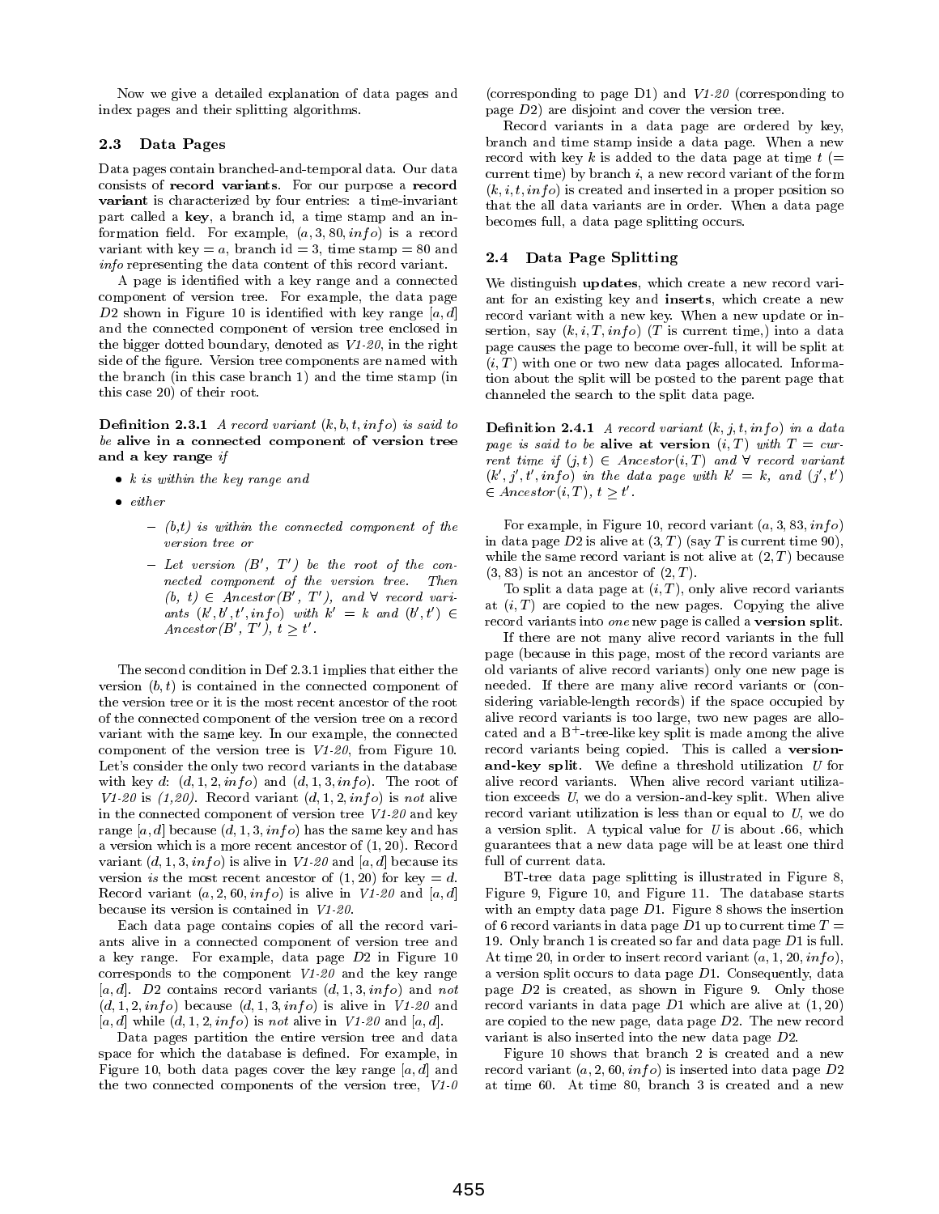Now we give a detailed explanation of data pages and index pages and their splitting algorithms.

### 2.3 Data Pages

Data pages contain branched-and-temporal data. Our data consists of **record variants**. For our purpose a **record variant** is characterized by four entries: a time-invariant part called a **key**, a branch id, a time stamp and an information field. For example, $(a, 3, 80, info)$ is a record variant with key = $a$, branch id = 3, time stamp = 80 and *info* representing the data content of this record variant.

A page is identified with a key range and a connected component of version tree. For example, the data page $D2$ shown in Figure 10 is identified with key range $[a, d]$ and the connected component of version tree enclosed in the bigger dotted boundary, denoted as *V1-20*, in the right side of the figure. Version tree components are named with the branch (in this case branch 1) and the time stamp (in this case 20) of their root.

**Definition 2.3.1** *A record variant $(k, b, t, info)$ is said to be* **alive in a connected component of version tree and a key range** *if*

- *$k$ is within the key range and*
- *either*
  - *(b,t) is within the connected component of the version tree or*
  - *Let version ($B'$, $T'$) be the root of the connected component of the version tree. Then $(b, t) \in Ancestor(B', T')$, and $\forall$ record variants $(k', b', t', info)$ with $k' = k$ and $(b', t') \in Ancestor(B', T')$, $t \geq t'$.*

The second condition in Def 2.3.1 implies that either the version $(b, t)$ is contained in the connected component of the version tree or it is the most recent ancestor of the root of the connected component of the version tree on a record variant with the same key. In our example, the connected component of the version tree is *V1-20*, from Figure 10. Let's consider the only two record variants in the database with key $d$: $(d, 1, 2, info)$ and $(d, 1, 3, info)$. The root of *V1-20* is *(1,20)*. Record variant $(d, 1, 2, info)$ is *not* alive in the connected component of version tree *V1-20* and key range $[a, d]$ because $(d, 1, 3, info)$ has the same key and has a version which is a more recent ancestor of $(1, 20)$. Record variant $(d, 1, 3, info)$ is alive in *V1-20* and $[a, d]$ because its version *is* the most recent ancestor of $(1, 20)$ for key = $d$. Record variant $(a, 2, 60, info)$ is alive in *V1-20* and $[a, d]$ because its version is contained in *V1-20*.

Each data page contains copies of all the record variants alive in a connected component of version tree and a key range. For example, data page $D2$ in Figure 10 corresponds to the component *V1-20* and the key range $[a, d]$. $D2$ contains record variants $(d, 1, 3, info)$ and *not* $(d, 1, 2, info)$ because $(d, 1, 3, info)$ is alive in *V1-20* and $[a, d]$ while $(d, 1, 2, info)$ is *not* alive in *V1-20* and $[a, d]$.

Data pages partition the entire version tree and data space for which the database is defined. For example, in Figure 10, both data pages cover the key range $[a, d]$ and the two connected components of the version tree, *V1-0* (corresponding to page D1) and *V1-20* (corresponding to page $D2$) are disjoint and cover the version tree.

Record variants in a data page are ordered by key, branch and time stamp inside a data page. When a new record with key $k$ is added to the data page at time $t$ (= current time) by branch $i$, a new record variant of the form $(k, i, t, info)$ is created and inserted in a proper position so that the all data variants are in order. When a data page becomes full, a data page splitting occurs.

### 2.4 Data Page Splitting

We distinguish **updates**, which create a new record variant for an existing key and **inserts**, which create a new record variant with a new key. When a new update or insertion, say $(k, i, T, info)$ ($T$ is current time,) into a data page causes the page to become over-full, it will be split at $(i, T)$ with one or two new data pages allocated. Information about the split will be posted to the parent page that channeled the search to the split data page.

**Definition 2.4.1** *A record variant $(k, j, t, info)$ in a data page is said to be* **alive at version** *$(i, T)$ with $T$ = current time if $(j, t) \in Ancestor(i, T)$ and $\forall$ record variant $(k', j', t', info)$ in the data page with $k' = k$, and $(j', t') \in Ancestor(i, T)$, $t \geq t'$.*

For example, in Figure 10, record variant $(a, 3, 83, info)$ in data page $D2$ is alive at $(3, T)$ (say $T$ is current time 90), while the same record variant is not alive at $(2, T)$ because $(3, 83)$ is not an ancestor of $(2, T)$.

To split a data page at $(i, T)$, only alive record variants at $(i, T)$ are copied to the new pages. Copying the alive record variants into *one* new page is called a **version split**.

If there are not many alive record variants in the full page (because in this page, most of the record variants are old variants of alive record variants) only one new page is needed. If there are many alive record variants or (considering variable-length records) if the space occupied by alive record variants is too large, two new pages are allocated and a B$^+$-tree-like key split is made among the alive record variants being copied. This is called a **version-and-key split**. We define a threshold utilization $U$ for alive record variants. When alive record variant utilization exceeds $U$, we do a version-and-key split. When alive record variant utilization is less than or equal to $U$, we do a version split. A typical value for $U$ is about .66, which guarantees that a new data page will be at least one third full of current data.

BT-tree data page splitting is illustrated in Figure 8, Figure 9, Figure 10, and Figure 11. The database starts with an empty data page $D1$. Figure 8 shows the insertion of 6 record variants in data page $D1$ up to current time $T$ = 19. Only branch 1 is created so far and data page $D1$ is full. At time 20, in order to insert record variant $(a, 1, 20, info)$, a version split occurs to data page $D1$. Consequently, data page $D2$ is created, as shown in Figure 9. Only those record variants in data page $D1$ which are alive at $(1, 20)$ are copied to the new page, data page $D2$. The new record variant is also inserted into the new data page $D2$.

Figure 10 shows that branch 2 is created and a new record variant $(a, 2, 60, info)$ is inserted into data page $D2$ at time 60. At time 80, branch 3 is created and a new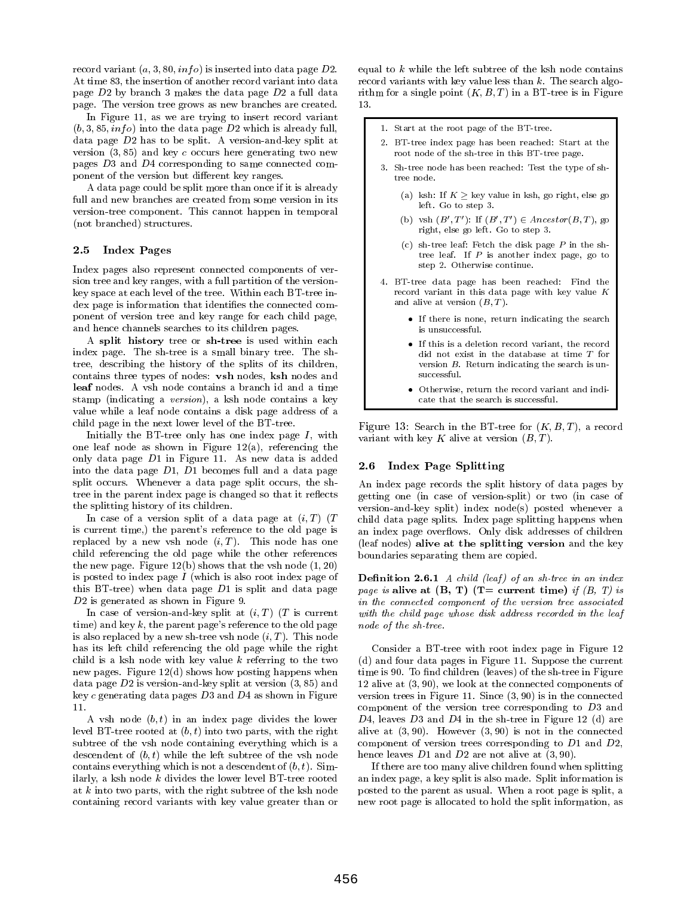record variant $(a, 3, 80, info)$ is inserted into data page $D2$. At time 83, the insertion of another record variant into data page $D2$ by branch 3 makes the data page $D2$ a full data page. The version tree grows as new branches are created.

In Figure 11, as we are trying to insert record variant $(b, 3, 85, info)$ into the data page $D2$ which is already full, data page $D2$ has to be split. A version-and-key split at version $(3, 85)$ and key $c$ occurs here generating two new pages $D3$ and $D4$ corresponding to same connected component of the version but different key ranges.

A data page could be split more than once if it is already full and new branches are created from some version in its version-tree component. This cannot happen in temporal (not branched) structures.

### 2.5 Index Pages

Index pages also represent connected components of version tree and key ranges, with a full partition of the version-key space at each level of the tree. Within each BT-tree index page is information that identifies the connected component of version tree and key range for each child page, and hence channels searches to its children pages.

A **split history** tree or **sh-tree** is used within each index page. The sh-tree is a small binary tree. The sh-tree, describing the history of the splits of its children, contains three types of nodes: **vsh** nodes, **ksh** nodes and **leaf** nodes. A vsh node contains a branch id and a time stamp (indicating a *version*), a ksh node contains a key value while a leaf node contains a disk page address of a child page in the next lower level of the BT-tree.

Initially the BT-tree only has one index page $I$, with one leaf node as shown in Figure 12(a), referencing the only data page $D1$ in Figure 11. As new data is added into the data page $D1$, $D1$ becomes full and a data page split occurs. Whenever a data page split occurs, the sh-tree in the parent index page is changed so that it reflects the splitting history of its children.

In case of a version split of a data page at $(i, T)$ ($T$ is current time,) the parent's reference to the old page is replaced by a new vsh node $(i, T)$. This node has one child referencing the old page while the other references the new page. Figure 12(b) shows that the vsh node $(1, 20)$ is posted to index page $I$ (which is also root index page of this BT-tree) when data page $D1$ is split and data page $D2$ is generated as shown in Figure 9.

In case of version-and-key split at $(i, T)$ ($T$ is current time) and key $k$, the parent page's reference to the old page is also replaced by a new sh-tree vsh node $(i, T)$. This node has its left child referencing the old page while the right child is a ksh node with key value $k$ referring to the two new pages. Figure 12(d) shows how posting happens when data page $D2$ is version-and-key split at version $(3, 85)$ and key $c$ generating data pages $D3$ and $D4$ as shown in Figure 11.

A vsh node $(b, t)$ in an index page divides the lower level BT-tree rooted at $(b, t)$ into two parts, with the right subtree of the vsh node containing everything which is a descendent of $(b, t)$ while the left subtree of the vsh node contains everything which is not a descendent of $(b, t)$. Similarly, a ksh node $k$ divides the lower level BT-tree rooted at $k$ into two parts, with the right subtree of the ksh node containing record variants with key value greater than or equal to $k$ while the left subtree of the ksh node contains record variants with key value less than $k$. The search algorithm for a single point $(K, B, T)$ in a BT-tree is in Figure 13.

1. Start at the root page of the BT-tree.
2. BT-tree index page has been reached: Start at the root node of the sh-tree in this BT-tree page.
3. Sh-tree node has been reached: Test the type of sh-tree node.
    (a) ksh: If $K \geq$ key value in ksh, go right, else go left. Go to step 3.
    (b) vsh $(B', T')$: If $(B', T') \in Ancestor(B, T)$, go right, else go left. Go to step 3.
    (c) sh-tree leaf: Fetch the disk page $P$ in the sh-tree leaf. If $P$ is another index page, go to step 2. Otherwise continue.
4. BT-tree data page has been reached: Find the record variant in this data page with key value $K$ and alive at version $(B, T)$.
    - If there is none, return indicating the search is unsuccessful.
    - If this is a deletion record variant, the record did not exist in the database at time $T$ for version $B$. Return indicating the search is unsuccessful.
    - Otherwise, return the record variant and indicate that the search is successful.

Figure 13: Search in the BT-tree for $(K, B, T)$, a record variant with key $K$ alive at version $(B, T)$.

### 2.6 Index Page Splitting

An index page records the split history of data pages by getting one (in case of version-split) or two (in case of version-and-key split) index node(s) posted whenever a child data page splits. Index page splitting happens when an index page overflows. Only disk addresses of children (leaf nodes) **alive at the splitting version** and the key boundaries separating them are copied.

**Definition 2.6.1** *A child (leaf) of an sh-tree in an index page is* **alive at (B, T) (T= current time)** *if (B, T) is in the connected component of the version tree associated with the child page whose disk address recorded in the leaf node of the sh-tree.*

Consider a BT-tree with root index page in Figure 12 (d) and four data pages in Figure 11. Suppose the current time is 90. To find children (leaves) of the sh-tree in Figure 12 alive at $(3, 90)$, we look at the connected components of version trees in Figure 11. Since $(3, 90)$ is in the connected component of the version tree corresponding to $D3$ and $D4$, leaves $D3$ and $D4$ in the sh-tree in Figure 12 (d) are alive at $(3, 90)$. However $(3, 90)$ is not in the connected component of version trees corresponding to $D1$ and $D2$, hence leaves $D1$ and $D2$ are not alive at $(3, 90)$.

If there are too many alive children found when splitting an index page, a key split is also made. Split information is posted to the parent as usual. When a root page is split, a new root page is allocated to hold the split information, as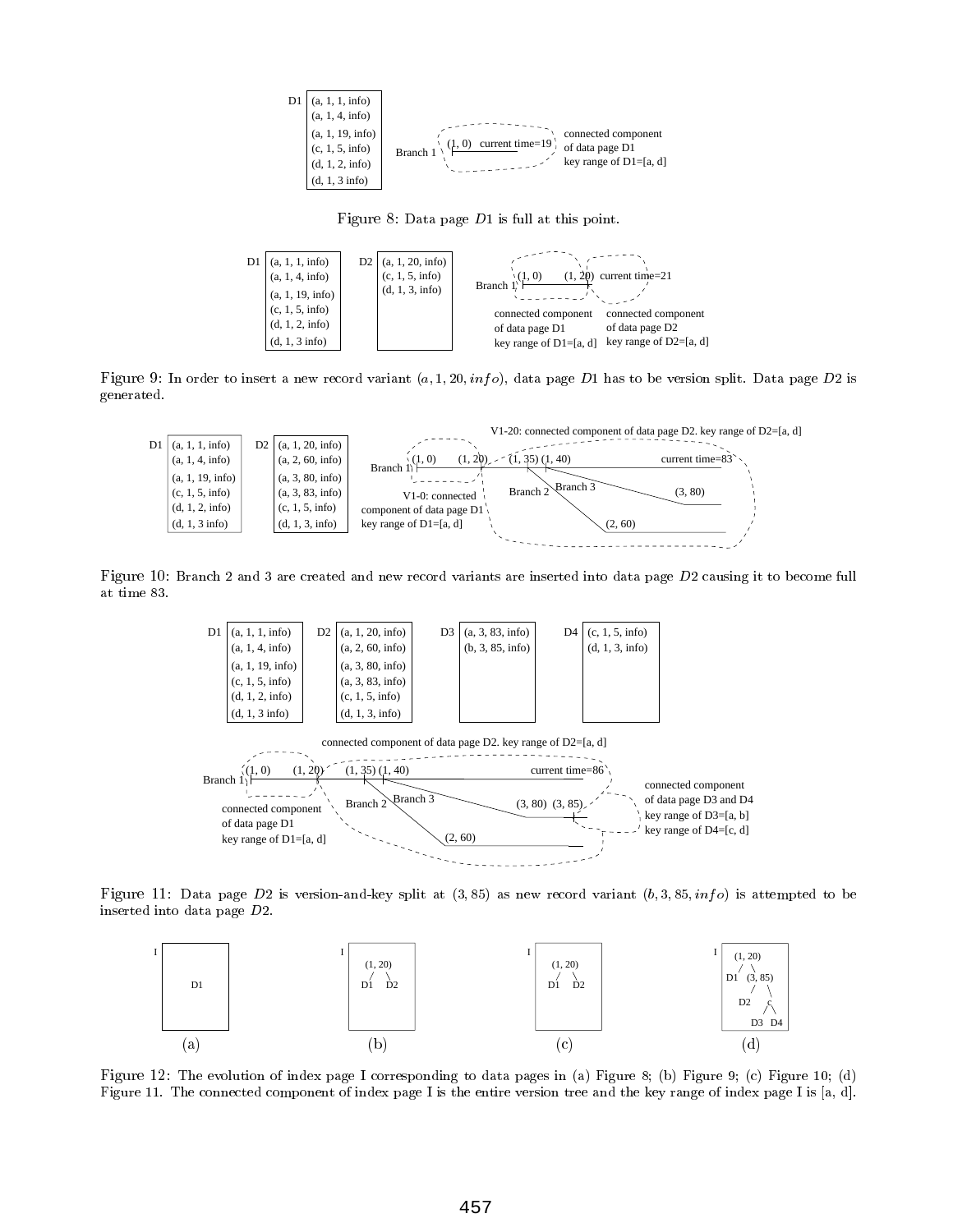Figure 8: Data page $D1$ is full at this point.

Figure 9: In order to insert a new record variant $(a, 1, 20, info)$, data page $D1$ has to be version split. Data page $D2$ is generated.

Figure 10: Branch 2 and 3 are created and new record variants are inserted into data page $D2$ causing it to become full at time 83.

Figure 11: Data page $D2$ is version-and-key split at $(3, 85)$ as new record variant $(b, 3, 85, info)$ is attempted to be inserted into data page $D2$.

Figure 12: The evolution of index page I corresponding to data pages in (a) Figure 8; (b) Figure 9; (c) Figure 10; (d) Figure 11. The connected component of index page I is the entire version tree and the key range of index page I is [a, d].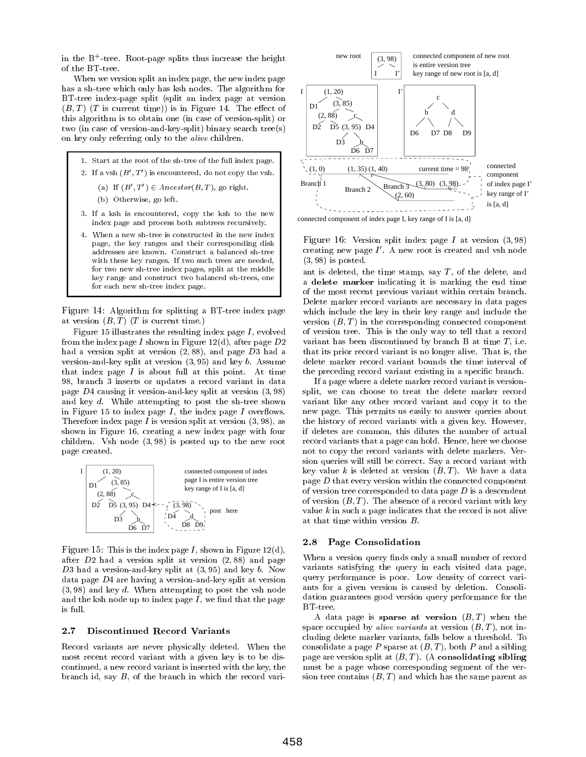in the $B^+$-tree. Root-page splits thus increase the height of the BT-tree.

When we version split an index page, the new index page has a sh-tree which only has ksh nodes. The algorithm for BT-tree index-page split (split an index page at version $(B, T)$ ($T$ is current time)) is in Figure 14. The effect of this algorithm is to obtain one (in case of version-split) or two (in case of version-and-key-split) binary search tree(s) on key only referring only to the *alive* children.

1. Start at the root of the sh-tree of the full index page.
2. If a vsh $(B', T')$ is encountered, do not copy the vsh.
   (a) If $(B', T') \in Ancestor(B, T)$, go right.
   (b) Otherwise, go left.
3. If a ksh is encountered, copy the ksh to the new index page and process both subtrees recursively.
4. When a new sh-tree is constructed in the new index page, the key ranges and their corresponding disk addresses are known. Construct a balanced sh-tree with these key ranges. If two such trees are needed, for two new sh-tree index pages, split at the middle key range and construct two balanced sh-trees, one for each new sh-tree index page.

Figure 14: Algorithm for splitting a BT-tree index page at version $(B, T)$ ($T$ is current time.)

Figure 15 illustrates the resulting index page $I$, evolved from the index page $I$ shown in Figure 12(d), after page $D2$ had a version split at version $(2, 88)$, and page $D3$ had a version-and-key split at version $(3, 95)$ and key $b$. Assume that index page $I$ is about full at this point. At time 98, branch 3 inserts or updates a record variant in data page $D4$ causing it version-and-key split at version $(3, 98)$ and key $d$. While attempting to post the sh-tree shown in Figure 15 to index page $I$, the index page $I$ overflows. Therefore index page $I$ is version split at version $(3, 98)$, as shown in Figure 16, creating a new index page with four children. Vsh node $(3, 98)$ is posted up to the new root page created.

Figure 15: This is the index page $I$, shown in Figure 12(d), after $D2$ had a version split at version $(2, 88)$ and page $D3$ had a version-and-key split at $(3, 95)$ and key $b$. Now data page $D4$ are having a version-and-key split at version $(3, 98)$ and key $d$. When attempting to post the vsh node and the ksh node up to index page $I$, we find that the page is full.

### 2.7 Discontinued Record Variants

Record variants are never physically deleted. When the most recent record variant with a given key is to be discontinued, a new record variant is inserted with the key, the branch id, say $B$, of the branch in which the record variant is deleted, the time stamp, say $T$, of the delete, and a **delete marker** indicating it is marking the end time of the most recent previous variant within certain branch. Delete marker record variants are necessary in data pages which include the key in their key range and include the version $(B, T)$ in the corresponding connected component of version tree. This is the only way to tell that a record variant has been discontinued by branch B at time $T$, i.e. that its prior record variant is no longer alive. That is, the delete marker record variant bounds the time interval of the preceding record variant existing in a specific branch.

Figure 16: Version split index page $I$ at version $(3, 98)$ creating new page $I'$. A new root is created and vsh node $(3, 98)$ is posted.

If a page where a delete marker record variant is version-split, we can choose to treat the delete marker record variant like any other record variant and copy it to the new page. This permits us easily to answer queries about the history of record variants with a given key. However, if deletes are common, this dilutes the number of actual record variants that a page can hold. Hence, here we choose not to copy the record variants with delete markers. Version queries will still be correct. Say a record variant with key value $k$ is deleted at version $(B, T)$. We have a data page $D$ that every version within the connected component of version tree corresponded to data page $D$ is a descendent of version $(B, T)$. The absence of a record variant with key value $k$ in such a page indicates that the record is not alive at that time within version $B$.

### 2.8 Page Consolidation

When a version query finds only a small number of record variants satisfying the query in each visited data page, query performance is poor. Low density of correct variants for a given version is caused by deletion. Consolidation guarantees good version query performance for the BT-tree.

A data page is **sparse at version** $(B, T)$ when the space occupied by *alive variants* at version $(B, T)$, not including delete marker variants, falls below a threshold. To consolidate a page $P$ sparse at $(B, T)$, both $P$ and a sibling page are version split at $(B, T)$. (A **consolidating sibling** must be a page whose corresponding segment of the version tree contains $(B, T)$ and which has the same parent as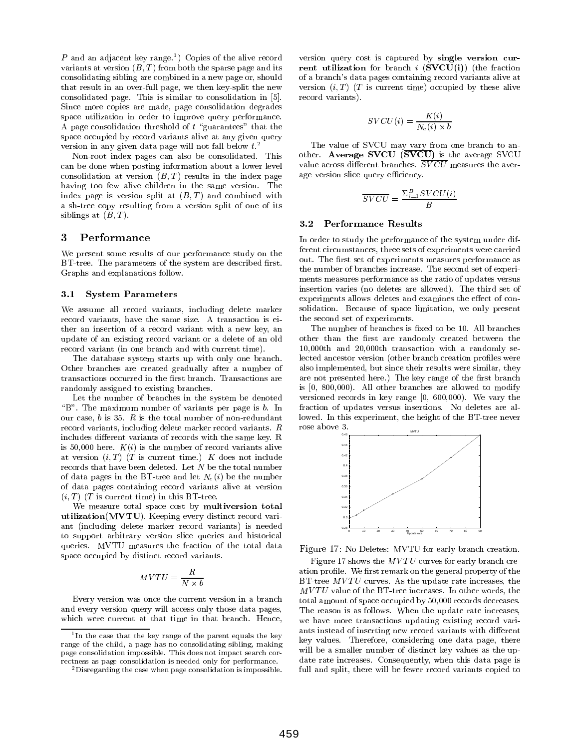$P$ and an adjacent key range.[1]) Copies of the alive record variants at version $(B, T)$ from both the sparse page and its consolidating sibling are combined in a new page or, should that result in an over-full page, we then key-split the new consolidated page. This is similar to consolidation in [5]. Since more copies are made, page consolidation degrades space utilization in order to improve query performance. A page consolidation threshold of $t$ "guarantees" that the space occupied by record variants alive at any given query version in any given data page will not fall below $t$.[2]

Non-root index pages can also be consolidated. This can be done when posting information about a lower level consolidation at version $(B, T)$ results in the index page having too few alive children in the same version. The index page is version split at $(B, T)$ and combined with a sh-tree copy resulting from a version split of one of its siblings at $(B, T)$.

## 3 Performance

We present some results of our performance study on the BT-tree. The parameters of the system are described first. Graphs and explanations follow.

### 3.1 System Parameters

We assume all record variants, including delete marker record variants, have the same size. A transaction is either an insertion of a record variant with a new key, an update of an existing record variant or a delete of an old record variant (in one branch and with current time).

The database system starts up with only one branch. Other branches are created gradually after a number of transactions occurred in the first branch. Transactions are randomly assigned to existing branches.

Let the number of branches in the system be denoted "B". The maximum number of variants per page is $b$. In our case, $b$ is 35. $R$ is the total number of non-redundant record variants, including delete marker record variants. $R$ includes different variants of records with the same key. R is 50,000 here. $K(i)$ is the number of record variants alive at version $(i, T)$ ($T$ is current time.) $K$ does not include records that have been deleted. Let $N$ be the total number of data pages in the BT-tree and let $N_c(i)$ be the number of data pages containing record variants alive at version $(i, T)$ ($T$ is current time) in this BT-tree.

We measure total space cost by **multiversion total utilization(MVTU)**. Keeping every distinct record variant (including delete marker record variants) is needed to support arbitrary version slice queries and historical queries. MVTU measures the fraction of the total data space occupied by distinct record variants.

$$MVTU = \frac{R}{N \times b}$$

Every version was once the current version in a branch and every version query will access only those data pages, which were current at that time in that branch. Hence, version query cost is captured by **single version current utilization** for branch $i$ (**SVCU(i)**) (the fraction of a branch's data pages containing record variants alive at version $(i, T)$ ($T$ is current time) occupied by these alive record variants).

$$SVCU(i) = \frac{K(i)}{N_c(i) \times b}$$

The value of SVCU may vary from one branch to another. **Average SVCU ($\overline{\mathbf{SVCU}}$)** is the average SVCU value across different branches. $\overline{SVCU}$ measures the average version slice query efficiency.

$$\overline{SVCU} = \frac{\Sigma_{i=1}^{B} SVCU(i)}{B}$$

### 3.2 Performance Results

In order to study the performance of the system under different circumstances, three sets of experiments were carried out. The first set of experiments measures performance as the number of branches increase. The second set of experiments measures performance as the ratio of updates versus insertion varies (no deletes are allowed). The third set of experiments allows deletes and examines the effect of consolidation. Because of space limitation, we only present the second set of experiments.

The number of branches is fixed to be 10. All branches other than the first are randomly created between the 10,000th and 20,000th transaction with a randomly selected ancestor version (other branch creation profiles were also implemented, but since their results were similar, they are not presented here.) The key range of the first branch is [0, 800,000). All other branches are allowed to modify versioned records in key range [0, 600,000). We vary the fraction of updates versus insertions. No deletes are allowed. In this experiment, the height of the BT-tree never rose above 3.

Figure 17: No Deletes: MVTU for early branch creation.

Figure 17 shows the $MVTU$ curves for early branch creation profile. We first remark on the general property of the BT-tree $MVTU$ curves. As the update rate increases, the $MVTU$ value of the BT-tree increases. In other words, the total amount of space occupied by 50,000 records decreases. The reason is as follows. When the update rate increases, we have more transactions updating existing record variants instead of inserting new record variants with different key values. Therefore, considering one data page, there will be a smaller number of distinct key values as the update rate increases. Consequently, when this data page is full and split, there will be fewer record variants copied to

[1] In the case that the key range of the parent equals the key range of the child, a page has no consolidating sibling, making page consolidation impossible. This does not impact search correctness as page consolidation is needed only for performance.

[2] Disregarding the case when page consolidation is impossible.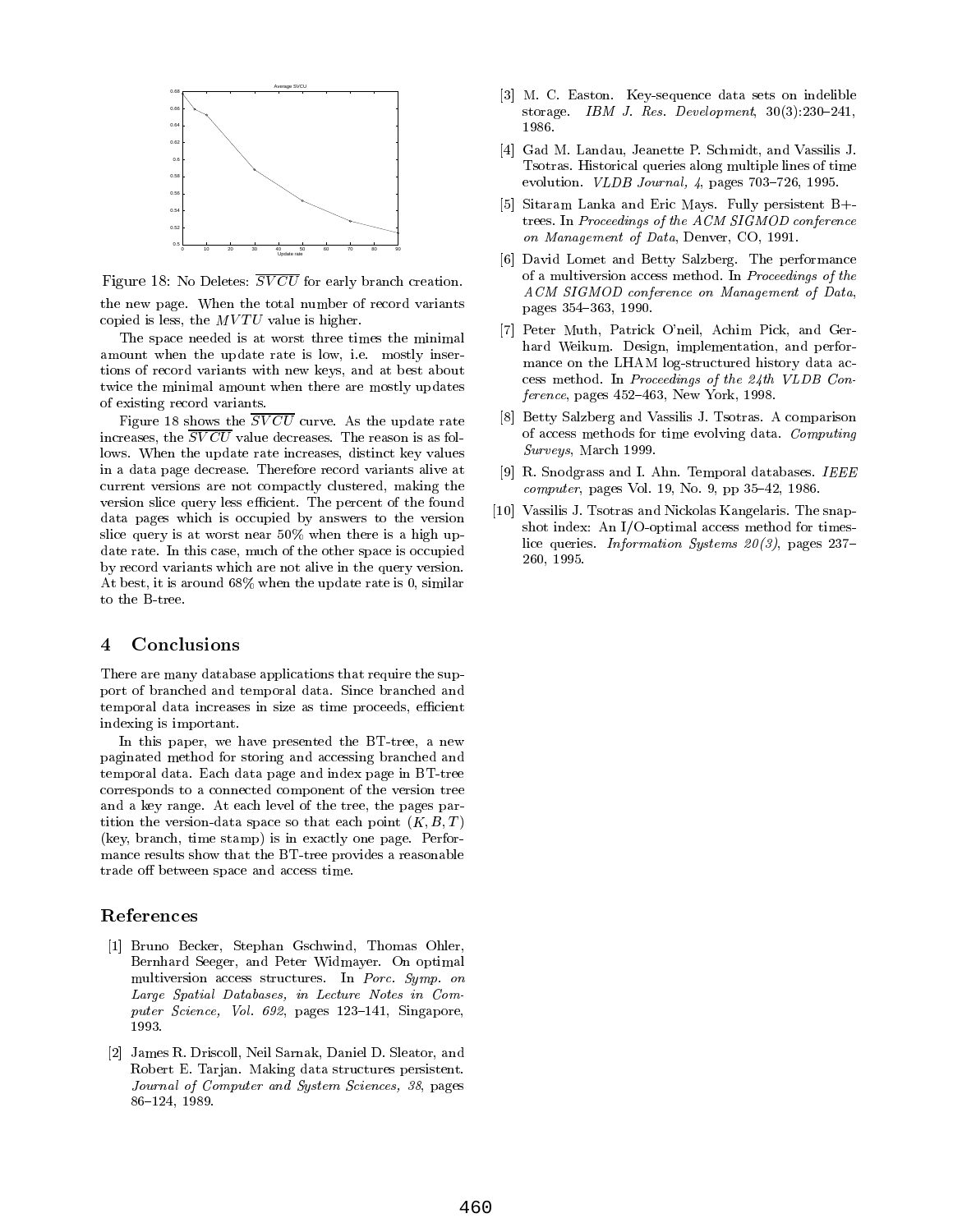Average SVCU

0.68
0.66
0.64
0.62
0.6
0.58
0.56
0.54
0.52
0.5

0 10 20 30 40 50 60 70 80 90

Update rate

Figure 18: No Deletes: $\overline{SVCU}$ for early branch creation.

the new page. When the total number of record variants copied is less, the $MVTU$ value is higher.

The space needed is at worst three times the minimal amount when the update rate is low, i.e. mostly insertions of record variants with new keys, and at best about twice the minimal amount when there are mostly updates of existing record variants.

Figure 18 shows the $\overline{SVCU}$ curve. As the update rate increases, the $\overline{SVCU}$ value decreases. The reason is as follows. When the update rate increases, distinct key values in a data page decrease. Therefore record variants alive at current versions are not compactly clustered, making the version slice query less efficient. The percent of the found data pages which is occupied by answers to the version slice query is at worst near 50% when there is a high update rate. In this case, much of the other space is occupied by record variants which are not alive in the query version. At best, it is around 68% when the update rate is 0, similar to the B-tree.

## 4 Conclusions

There are many database applications that require the support of branched and temporal data. Since branched and temporal data increases in size as time proceeds, efficient indexing is important.

In this paper, we have presented the BT-tree, a new paginated method for storing and accessing branched and temporal data. Each data page and index page in BT-tree corresponds to a connected component of the version tree and a key range. At each level of the tree, the pages partition the version-data space so that each point $(K, B, T)$ (key, branch, time stamp) is in exactly one page. Performance results show that the BT-tree provides a reasonable trade off between space and access time.

## References

[1] Bruno Becker, Stephan Gschwind, Thomas Ohler, Bernhard Seeger, and Peter Widmayer. On optimal multiversion access structures. In *Porc. Symp. on Large Spatial Databases, in Lecture Notes in Computer Science, Vol. 692*, pages 123–141, Singapore, 1993.

[2] James R. Driscoll, Neil Sarnak, Daniel D. Sleator, and Robert E. Tarjan. Making data structures persistent. *Journal of Computer and System Sciences, 38*, pages 86–124, 1989.

[3] M. C. Easton. Key-sequence data sets on indelible storage. *IBM J. Res. Development*, 30(3):230–241, 1986.

[4] Gad M. Landau, Jeanette P. Schmidt, and Vassilis J. Tsotras. Historical queries along multiple lines of time evolution. *VLDB Journal, 4*, pages 703–726, 1995.

[5] Sitaram Lanka and Eric Mays. Fully persistent B+-trees. In *Proceedings of the ACM SIGMOD conference on Management of Data*, Denver, CO, 1991.

[6] David Lomet and Betty Salzberg. The performance of a multiversion access method. In *Proceedings of the ACM SIGMOD conference on Management of Data*, pages 354–363, 1990.

[7] Peter Muth, Patrick O'neil, Achim Pick, and Gerhard Weikum. Design, implementation, and performance on the LHAM log-structured history data access method. In *Proceedings of the 24th VLDB Conference*, pages 452–463, New York, 1998.

[8] Betty Salzberg and Vassilis J. Tsotras. A comparison of access methods for time evolving data. *Computing Surveys*, March 1999.

[9] R. Snodgrass and I. Ahn. Temporal databases. *IEEE computer*, pages Vol. 19, No. 9, pp 35–42, 1986.

[10] Vassilis J. Tsotras and Nickolas Kangelaris. The snapshot index: An I/O-optimal access method for timeslice queries. *Information Systems 20(3)*, pages 237–260, 1995.